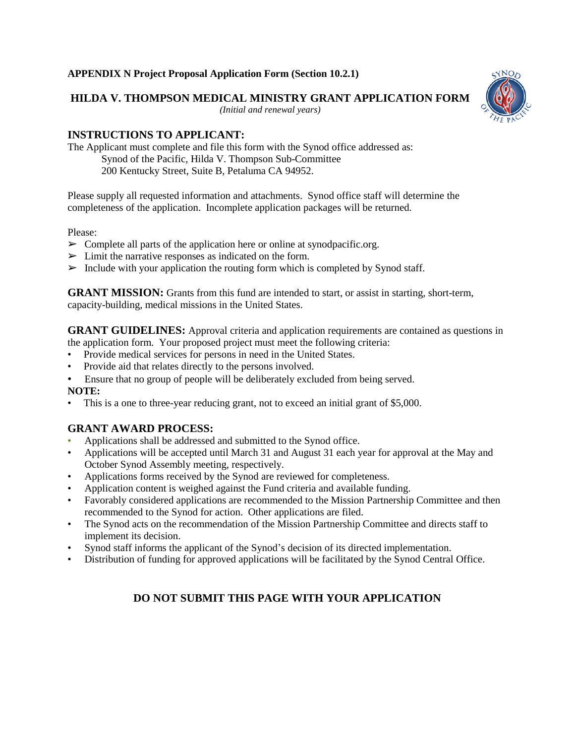**APPENDIX N Project Proposal Application Form (Section 10.2.1)**

# HILDA V. THOMPSON MEDICAL MINISTRY GRANT APPLICATION FORM

*(Initial and renewal years)*

## INSTRUCTIONS TO APPLICANT:

The Applicant must complete and file this form with the Synod office addressed as:

Synod of the Pacific, Hilda V. Thompson Sub-Committee
200 Kentucky Street, Suite B, Petaluma CA 94952.

Please supply all requested information and attachments. Synod office staff will determine the completeness of the application. Incomplete application packages will be returned.

Please:

- ➢ Complete all parts of the application here or online at synodpacific.org.
- ➢ Limit the narrative responses as indicated on the form.
- ➢ Include with your application the routing form which is completed by Synod staff.

**GRANT MISSION:** Grants from this fund are intended to start, or assist in starting, short-term, capacity-building, medical missions in the United States.

**GRANT GUIDELINES:** Approval criteria and application requirements are contained as questions in the application form. Your proposed project must meet the following criteria:

- Provide medical services for persons in need in the United States.
- Provide aid that relates directly to the persons involved.
- Ensure that no group of people will be deliberately excluded from being served.

**NOTE:**

- This is a one to three-year reducing grant, not to exceed an initial grant of $5,000.

## GRANT AWARD PROCESS:

- Applications shall be addressed and submitted to the Synod office.
- Applications will be accepted until March 31 and August 31 each year for approval at the May and October Synod Assembly meeting, respectively.
- Applications forms received by the Synod are reviewed for completeness.
- Application content is weighed against the Fund criteria and available funding.
- Favorably considered applications are recommended to the Mission Partnership Committee and then recommended to the Synod for action. Other applications are filed.
- The Synod acts on the recommendation of the Mission Partnership Committee and directs staff to implement its decision.
- Synod staff informs the applicant of the Synod's decision of its directed implementation.
- Distribution of funding for approved applications will be facilitated by the Synod Central Office.

**DO NOT SUBMIT THIS PAGE WITH YOUR APPLICATION**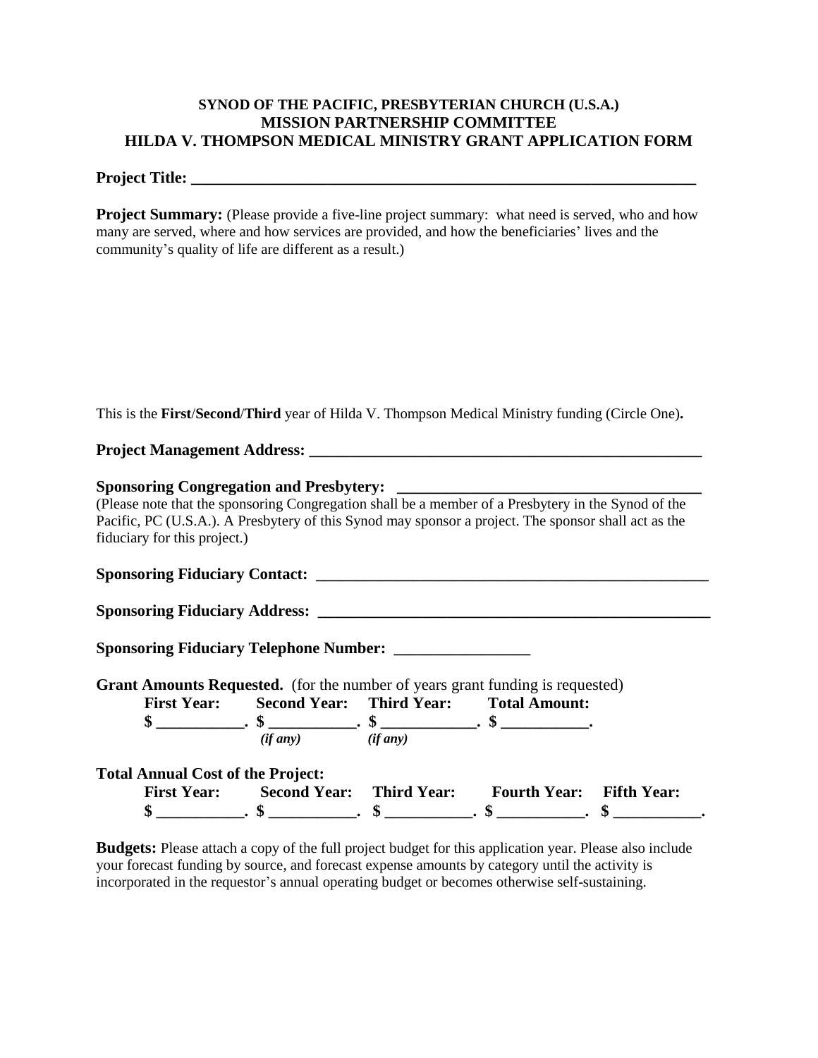**SYNOD OF THE PACIFIC, PRESBYTERIAN CHURCH (U.S.A.)**
**MISSION PARTNERSHIP COMMITTEE**
**HILDA V. THOMPSON MEDICAL MINISTRY GRANT APPLICATION FORM**

**Project Title: ________________________________________________________________**

**Project Summary:** (Please provide a five-line project summary: what need is served, who and how many are served, where and how services are provided, and how the beneficiaries' lives and the community's quality of life are different as a result.)

This is the **First**/**Second**/**Third** year of Hilda V. Thompson Medical Ministry funding (Circle One)**.**

**Project Management Address: ___________________________________________________**

**Sponsoring Congregation and Presbytery: ____________________________________**

(Please note that the sponsoring Congregation shall be a member of a Presbytery in the Synod of the Pacific, PC (U.S.A.). A Presbytery of this Synod may sponsor a project. The sponsor shall act as the fiduciary for this project.)

**Sponsoring Fiduciary Contact: ________________________________________________**

**Sponsoring Fiduciary Address: ________________________________________________**

**Sponsoring Fiduciary Telephone Number: _________________**

**Grant Amounts Requested.** (for the number of years grant funding is requested)

| **First Year:** | **Second Year:** | **Third Year:** | **Total Amount:** |
|---|---|---|---|
| **$ ___________.** | **$ ___________.** | **$ ____________.** | **$ ___________.** |
| | *(if any)* | *(if any)* | |

**Total Annual Cost of the Project:**

| **First Year:** | **Second Year:** | **Third Year:** | **Fourth Year:** | **Fifth Year:** |
|---|---|---|---|---|
| **$ ___________.** | **$ ___________.** | **$ ___________.** | **$ ___________.** | **$ ___________.** |

**Budgets:** Please attach a copy of the full project budget for this application year. Please also include your forecast funding by source, and forecast expense amounts by category until the activity is incorporated in the requestor's annual operating budget or becomes otherwise self-sustaining.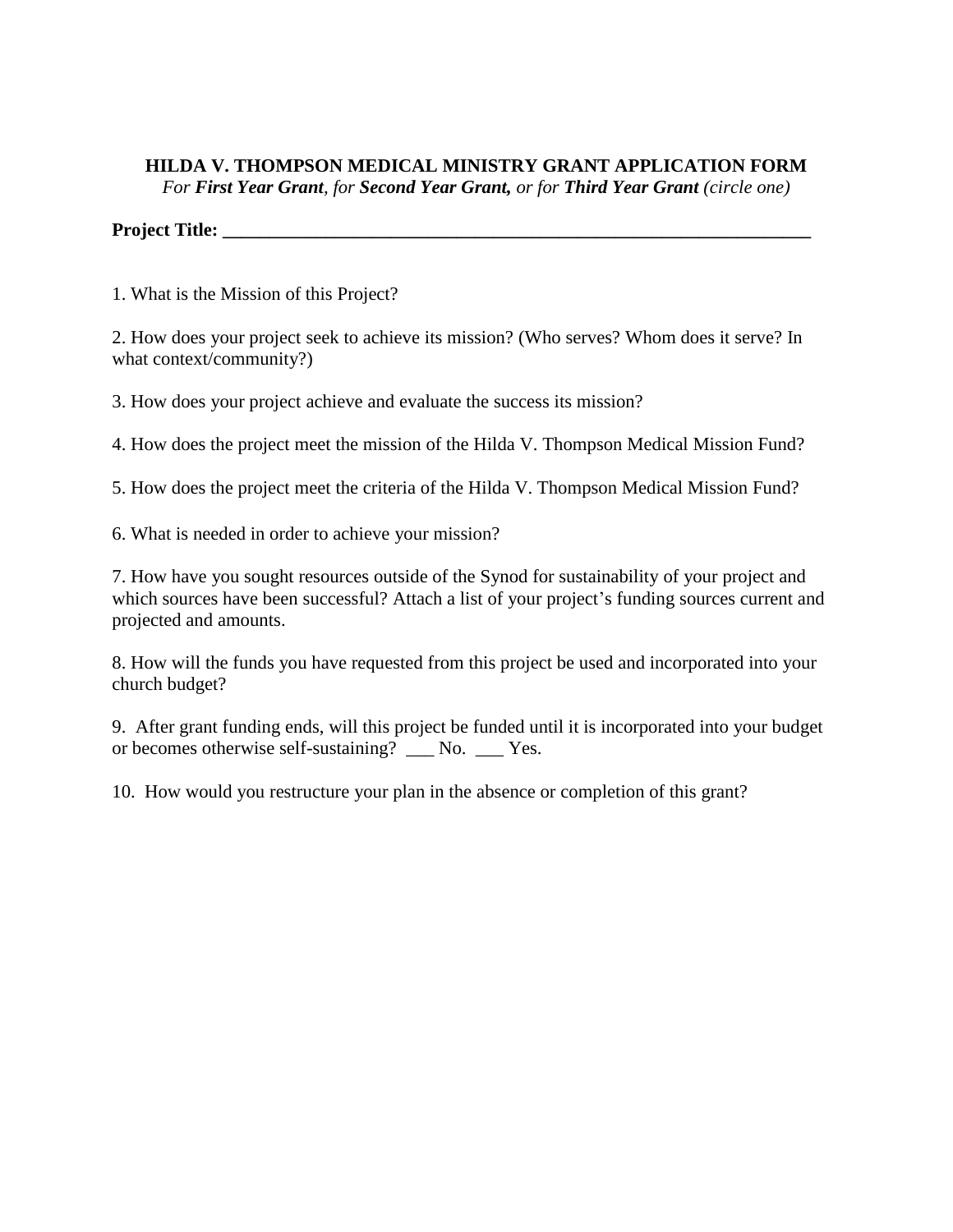# HILDA V. THOMPSON MEDICAL MINISTRY GRANT APPLICATION FORM

*For **First Year Grant**, for **Second Year Grant,** or for **Third Year Grant** (circle one)*

**Project Title: ___________________________________________________________________**

1. What is the Mission of this Project?

2. How does your project seek to achieve its mission? (Who serves? Whom does it serve? In what context/community?)

3. How does your project achieve and evaluate the success its mission?

4. How does the project meet the mission of the Hilda V. Thompson Medical Mission Fund?

5. How does the project meet the criteria of the Hilda V. Thompson Medical Mission Fund?

6. What is needed in order to achieve your mission?

7. How have you sought resources outside of the Synod for sustainability of your project and which sources have been successful? Attach a list of your project's funding sources current and projected and amounts.

8. How will the funds you have requested from this project be used and incorporated into your church budget?

9. After grant funding ends, will this project be funded until it is incorporated into your budget or becomes otherwise self-sustaining? ___ No. ___ Yes.

10. How would you restructure your plan in the absence or completion of this grant?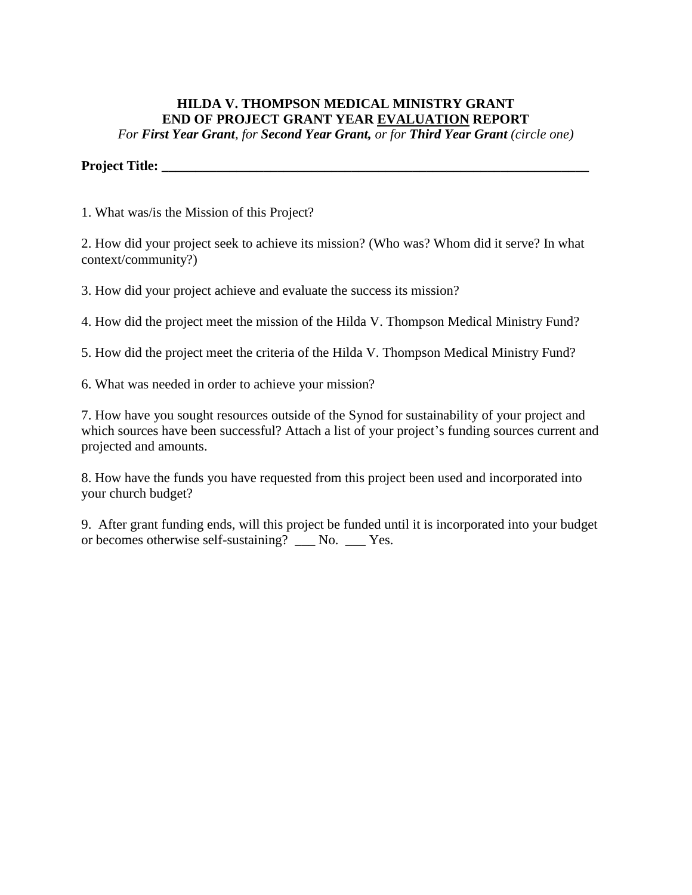**HILDA V. THOMPSON MEDICAL MINISTRY GRANT**
**END OF PROJECT GRANT YEAR <u>EVALUATION</u> REPORT**
*For **First Year Grant**, for **Second Year Grant,** or for **Third Year Grant** (circle one)*

**Project Title: _________________________________________________________________**

1. What was/is the Mission of this Project?

2. How did your project seek to achieve its mission? (Who was? Whom did it serve? In what context/community?)

3. How did your project achieve and evaluate the success its mission?

4. How did the project meet the mission of the Hilda V. Thompson Medical Ministry Fund?

5. How did the project meet the criteria of the Hilda V. Thompson Medical Ministry Fund?

6. What was needed in order to achieve your mission?

7. How have you sought resources outside of the Synod for sustainability of your project and which sources have been successful? Attach a list of your project's funding sources current and projected and amounts.

8. How have the funds you have requested from this project been used and incorporated into your church budget?

9. After grant funding ends, will this project be funded until it is incorporated into your budget or becomes otherwise self-sustaining? ___ No. ___ Yes.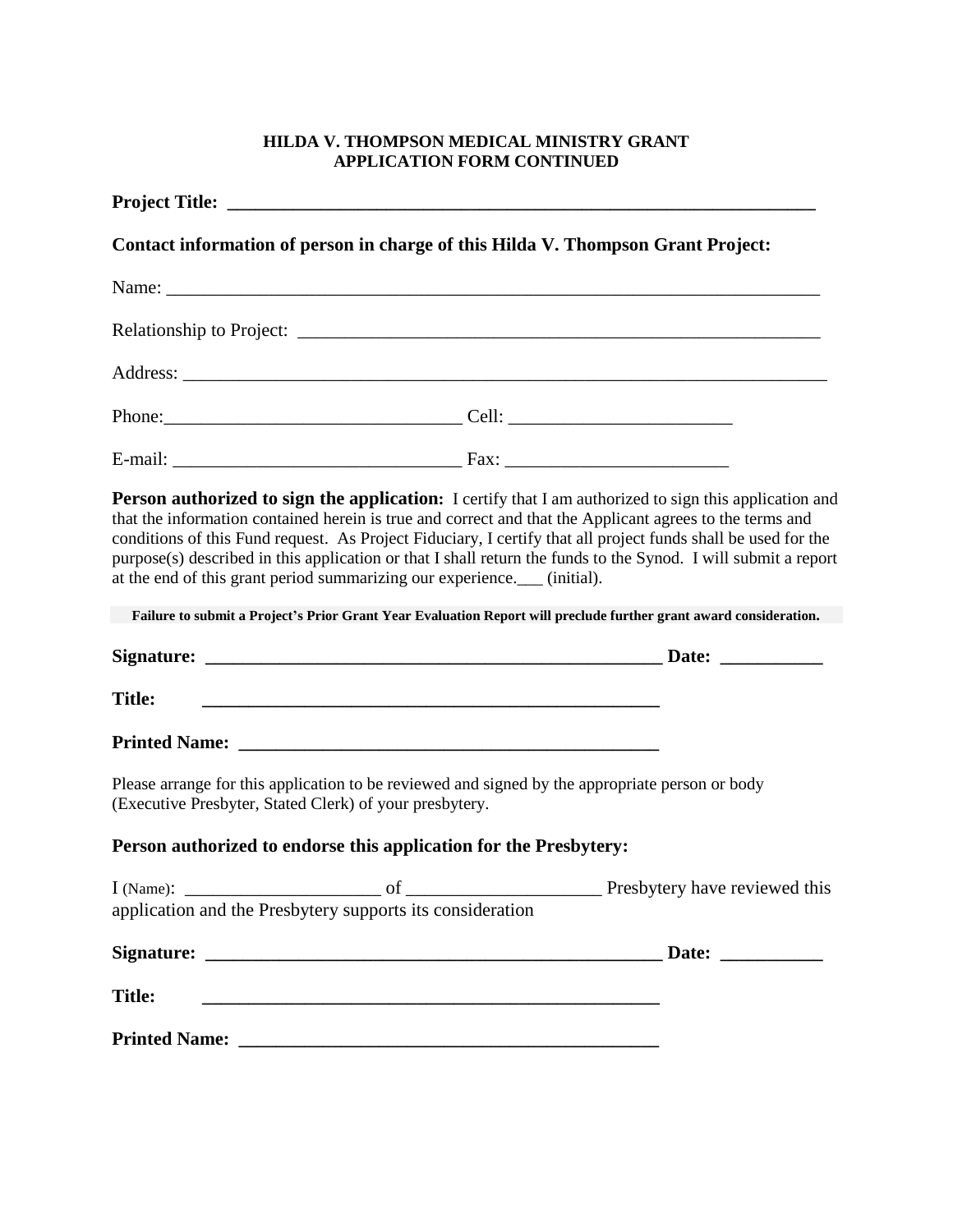**HILDA V. THOMPSON MEDICAL MINISTRY GRANT**
**APPLICATION FORM CONTINUED**

**Project Title: _________________________________________________________________**

**Contact information of person in charge of this Hilda V. Thompson Grant Project:**

Name: ________________________________________________________________________

Relationship to Project: ________________________________________________________

Address: ______________________________________________________________________

Phone:________________________________ Cell: ________________________

E-mail: _______________________________ Fax: ________________________

**Person authorized to sign the application:** I certify that I am authorized to sign this application and that the information contained herein is true and correct and that the Applicant agrees to the terms and conditions of this Fund request. As Project Fiduciary, I certify that all project funds shall be used for the purpose(s) described in this application or that I shall return the funds to the Synod. I will submit a report at the end of this grant period summarizing our experience.___ (initial).

**Failure to submit a Project's Prior Grant Year Evaluation Report will preclude further grant award consideration.**

**Signature: ___________________________________________________ Date: ___________**

**Title: ___________________________________________________**

**Printed Name: ____________________________________________**

Please arrange for this application to be reviewed and signed by the appropriate person or body (Executive Presbyter, Stated Clerk) of your presbytery.

**Person authorized to endorse this application for the Presbytery:**

I (Name): _____________________ of _____________________ Presbytery have reviewed this application and the Presbytery supports its consideration

**Signature: ___________________________________________________ Date: ___________**

**Title: ___________________________________________________**

**Printed Name: ____________________________________________**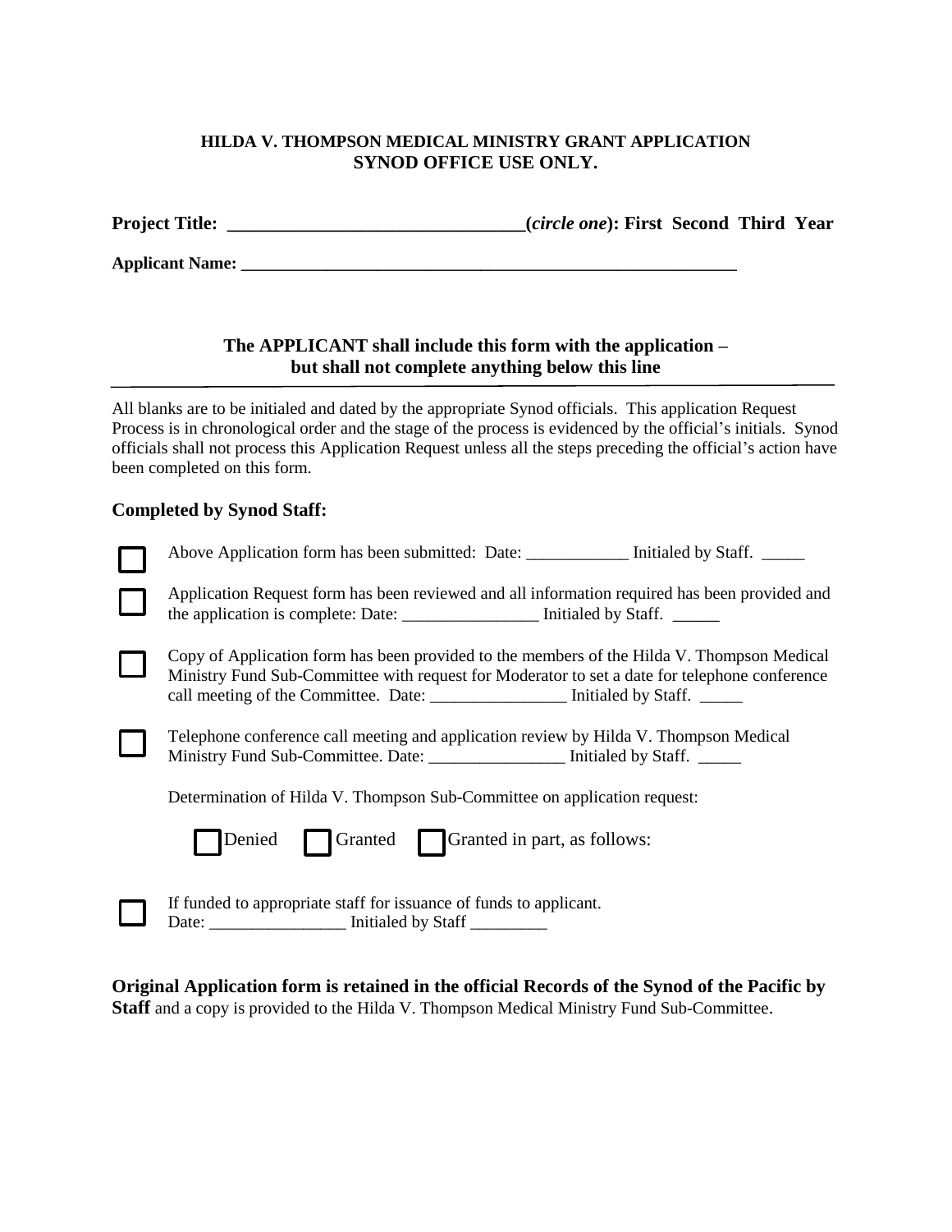**HILDA V. THOMPSON MEDICAL MINISTRY GRANT APPLICATION**
**SYNOD OFFICE USE ONLY.**

**Project Title: ________________________________(*circle one*): First Second Third Year**

**Applicant Name: ___________________________________________________________**

**The APPLICANT shall include this form with the application – but shall not complete anything below this line**

---

All blanks are to be initialed and dated by the appropriate Synod officials. This application Request Process is in chronological order and the stage of the process is evidenced by the official's initials. Synod officials shall not process this Application Request unless all the steps preceding the official's action have been completed on this form.

**Completed by Synod Staff:**

- ☐ Above Application form has been submitted: Date: ____________ Initialed by Staff. _____
- ☐ Application Request form has been reviewed and all information required has been provided and the application is complete: Date: ________________ Initialed by Staff. _____
- ☐ Copy of Application form has been provided to the members of the Hilda V. Thompson Medical Ministry Fund Sub-Committee with request for Moderator to set a date for telephone conference call meeting of the Committee. Date: ________________ Initialed by Staff. _____
- ☐ Telephone conference call meeting and application review by Hilda V. Thompson Medical Ministry Fund Sub-Committee. Date: ________________ Initialed by Staff. _____

Determination of Hilda V. Thompson Sub-Committee on application request:

☐ Denied ☐ Granted ☐ Granted in part, as follows:

- ☐ If funded to appropriate staff for issuance of funds to applicant.
  Date: ________________ Initialed by Staff _________

**Original Application form is retained in the official Records of the Synod of the Pacific by Staff** and a copy is provided to the Hilda V. Thompson Medical Ministry Fund Sub-Committee.